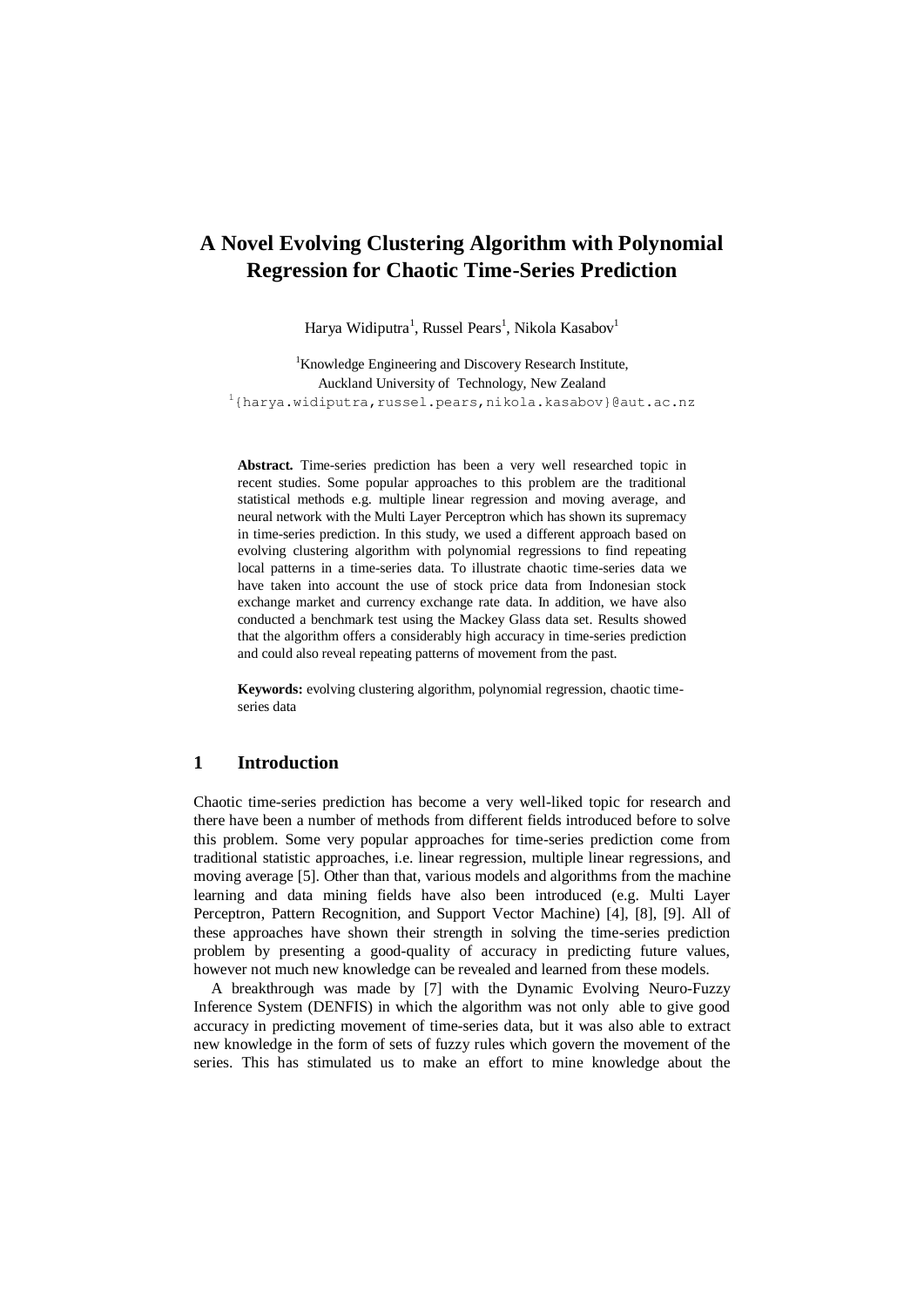# A Novel Evolving Clustering Algorithm with Polynomial Regression for Chaotic Time-Series Prediction

Harya Widiputra[1], Russel Pears[1], Nikola Kasabov[1]

[1]Knowledge Engineering and Discovery Research Institute,
Auckland University of Technology, New Zealand
[1]{harya.widiputra,russel.pears,nikola.kasabov}@aut.ac.nz

**Abstract.** Time-series prediction has been a very well researched topic in recent studies. Some popular approaches to this problem are the traditional statistical methods e.g. multiple linear regression and moving average, and neural network with the Multi Layer Perceptron which has shown its supremacy in time-series prediction. In this study, we used a different approach based on evolving clustering algorithm with polynomial regressions to find repeating local patterns in a time-series data. To illustrate chaotic time-series data we have taken into account the use of stock price data from Indonesian stock exchange market and currency exchange rate data. In addition, we have also conducted a benchmark test using the Mackey Glass data set. Results showed that the algorithm offers a considerably high accuracy in time-series prediction and could also reveal repeating patterns of movement from the past.

**Keywords:** evolving clustering algorithm, polynomial regression, chaotic time-series data

## 1 Introduction

Chaotic time-series prediction has become a very well-liked topic for research and there have been a number of methods from different fields introduced before to solve this problem. Some very popular approaches for time-series prediction come from traditional statistic approaches, i.e. linear regression, multiple linear regressions, and moving average [5]. Other than that, various models and algorithms from the machine learning and data mining fields have also been introduced (e.g. Multi Layer Perceptron, Pattern Recognition, and Support Vector Machine) [4], [8], [9]. All of these approaches have shown their strength in solving the time-series prediction problem by presenting a good-quality of accuracy in predicting future values, however not much new knowledge can be revealed and learned from these models.

A breakthrough was made by [7] with the Dynamic Evolving Neuro-Fuzzy Inference System (DENFIS) in which the algorithm was not only able to give good accuracy in predicting movement of time-series data, but it was also able to extract new knowledge in the form of sets of fuzzy rules which govern the movement of the series. This has stimulated us to make an effort to mine knowledge about the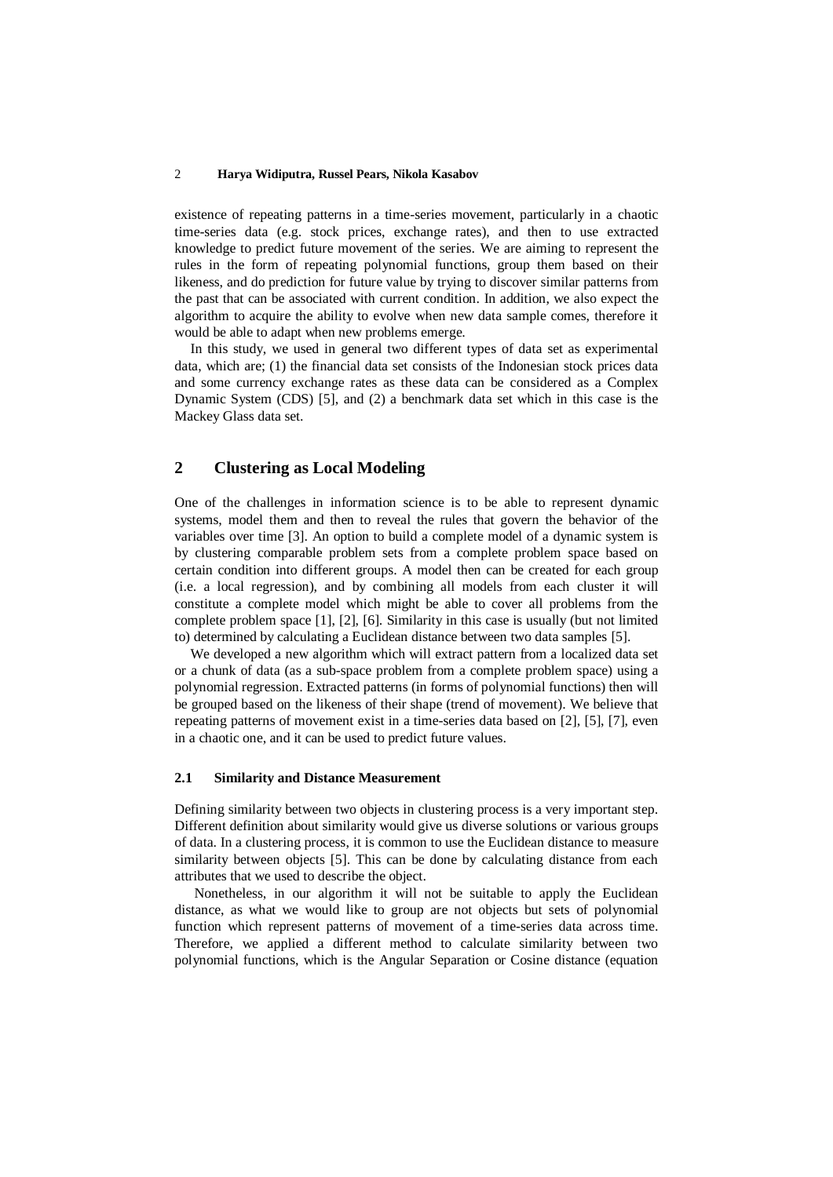existence of repeating patterns in a time-series movement, particularly in a chaotic time-series data (e.g. stock prices, exchange rates), and then to use extracted knowledge to predict future movement of the series. We are aiming to represent the rules in the form of repeating polynomial functions, group them based on their likeness, and do prediction for future value by trying to discover similar patterns from the past that can be associated with current condition. In addition, we also expect the algorithm to acquire the ability to evolve when new data sample comes, therefore it would be able to adapt when new problems emerge.

In this study, we used in general two different types of data set as experimental data, which are; (1) the financial data set consists of the Indonesian stock prices data and some currency exchange rates as these data can be considered as a Complex Dynamic System (CDS) [5], and (2) a benchmark data set which in this case is the Mackey Glass data set.

## 2 Clustering as Local Modeling

One of the challenges in information science is to be able to represent dynamic systems, model them and then to reveal the rules that govern the behavior of the variables over time [3]. An option to build a complete model of a dynamic system is by clustering comparable problem sets from a complete problem space based on certain condition into different groups. A model then can be created for each group (i.e. a local regression), and by combining all models from each cluster it will constitute a complete model which might be able to cover all problems from the complete problem space [1], [2], [6]. Similarity in this case is usually (but not limited to) determined by calculating a Euclidean distance between two data samples [5].

We developed a new algorithm which will extract pattern from a localized data set or a chunk of data (as a sub-space problem from a complete problem space) using a polynomial regression. Extracted patterns (in forms of polynomial functions) then will be grouped based on the likeness of their shape (trend of movement). We believe that repeating patterns of movement exist in a time-series data based on [2], [5], [7], even in a chaotic one, and it can be used to predict future values.

### 2.1 Similarity and Distance Measurement

Defining similarity between two objects in clustering process is a very important step. Different definition about similarity would give us diverse solutions or various groups of data. In a clustering process, it is common to use the Euclidean distance to measure similarity between objects [5]. This can be done by calculating distance from each attributes that we used to describe the object.

Nonetheless, in our algorithm it will not be suitable to apply the Euclidean distance, as what we would like to group are not objects but sets of polynomial function which represent patterns of movement of a time-series data across time. Therefore, we applied a different method to calculate similarity between two polynomial functions, which is the Angular Separation or Cosine distance (equation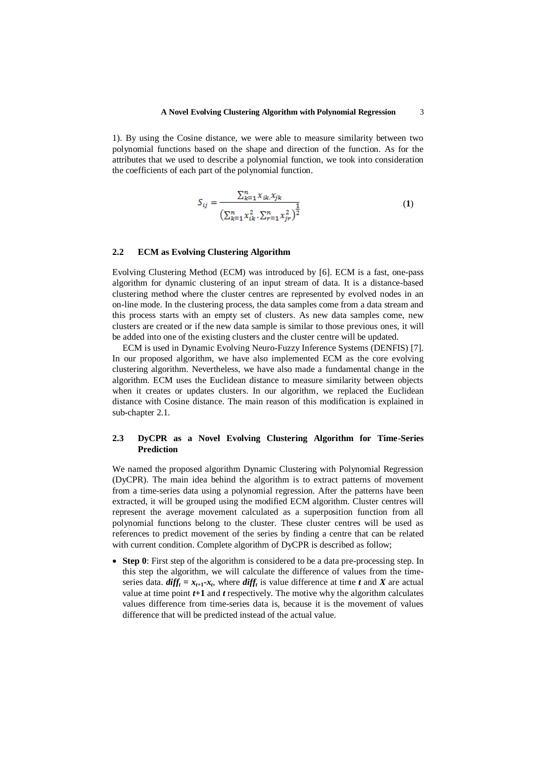1). By using the Cosine distance, we were able to measure similarity between two polynomial functions based on the shape and direction of the function. As for the attributes that we used to describe a polynomial function, we took into consideration the coefficients of each part of the polynomial function.

$$S_{ij} = \frac{\sum_{k=1}^{n} x_{ik}.x_{jk}}{\left(\sum_{k=1}^{n} x_{ik}^2 . \sum_{r=1}^{n} x_{jr}^2\right)^{\frac{1}{2}}} \quad (1)$$

### 2.2 ECM as Evolving Clustering Algorithm

Evolving Clustering Method (ECM) was introduced by [6]. ECM is a fast, one-pass algorithm for dynamic clustering of an input stream of data. It is a distance-based clustering method where the cluster centres are represented by evolved nodes in an on-line mode. In the clustering process, the data samples come from a data stream and this process starts with an empty set of clusters. As new data samples come, new clusters are created or if the new data sample is similar to those previous ones, it will be added into one of the existing clusters and the cluster centre will be updated.

ECM is used in Dynamic Evolving Neuro-Fuzzy Inference Systems (DENFIS) [7]. In our proposed algorithm, we have also implemented ECM as the core evolving clustering algorithm. Nevertheless, we have also made a fundamental change in the algorithm. ECM uses the Euclidean distance to measure similarity between objects when it creates or updates clusters. In our algorithm, we replaced the Euclidean distance with Cosine distance. The main reason of this modification is explained in sub-chapter 2.1.

### 2.3 DyCPR as a Novel Evolving Clustering Algorithm for Time-Series Prediction

We named the proposed algorithm Dynamic Clustering with Polynomial Regression (DyCPR). The main idea behind the algorithm is to extract patterns of movement from a time-series data using a polynomial regression. After the patterns have been extracted, it will be grouped using the modified ECM algorithm. Cluster centres will represent the average movement calculated as a superposition function from all polynomial functions belong to the cluster. These cluster centres will be used as references to predict movement of the series by finding a centre that can be related with current condition. Complete algorithm of DyCPR is described as follow;

- **Step 0**: First step of the algorithm is considered to be a data pre-processing step. In this step the algorithm, we will calculate the difference of values from the time-series data. $\boldsymbol{diff_t = x_{t+1}-x_t}$, where $\boldsymbol{diff_t}$ is value difference at time $\boldsymbol{t}$ and $\boldsymbol{X}$ are actual value at time point $\boldsymbol{t+1}$ and $\boldsymbol{t}$ respectively. The motive why the algorithm calculates values difference from time-series data is, because it is the movement of values difference that will be predicted instead of the actual value.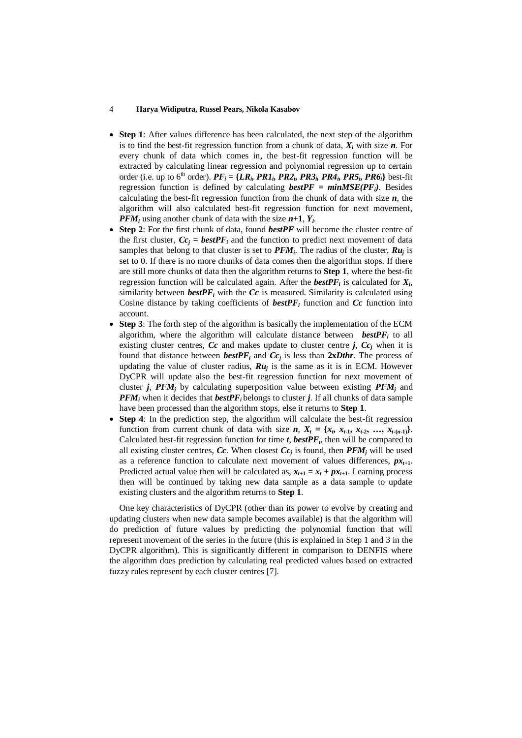- **Step 1**: After values difference has been calculated, the next step of the algorithm is to find the best-fit regression function from a chunk of data, $\boldsymbol{X_i}$ with size $\boldsymbol{n}$. For every chunk of data which comes in, the best-fit regression function will be extracted by calculating linear regression and polynomial regression up to certain order (i.e. up to 6[th] order). $\boldsymbol{PF_i = \{LR_i, PR1_i, PR2_i, PR3_i, PR4_i, PR5_i, PR6_i\}}$ best-fit regression function is defined by calculating $\boldsymbol{bestPF = minMSE(PF_i)}$. Besides calculating the best-fit regression function from the chunk of data with size $\boldsymbol{n}$, the algorithm will also calculated best-fit regression function for next movement, $\boldsymbol{PFM_i}$ using another chunk of data with the size $\boldsymbol{n+1}$, $\boldsymbol{Y_i}$.
- **Step 2**: For the first chunk of data, found $\boldsymbol{bestPF}$ will become the cluster centre of the first cluster, $\boldsymbol{Cc_j = bestPF_i}$ and the function to predict next movement of data samples that belong to that cluster is set to $\boldsymbol{PFM_i}$. The radius of the cluster, $\boldsymbol{Ru_j}$ is set to 0. If there is no more chunks of data comes then the algorithm stops. If there are still more chunks of data then the algorithm returns to **Step 1**, where the best-fit regression function will be calculated again. After the $\boldsymbol{bestPF_i}$ is calculated for $\boldsymbol{X_i}$, similarity between $\boldsymbol{bestPF_i}$ with the $\boldsymbol{Cc}$ is measured. Similarity is calculated using Cosine distance by taking coefficients of $\boldsymbol{bestPF_i}$ function and $\boldsymbol{Cc}$ function into account.
- **Step 3**: The forth step of the algorithm is basically the implementation of the ECM algorithm, where the algorithm will calculate distance between $\boldsymbol{bestPF_i}$ to all existing cluster centres, $\boldsymbol{Cc}$ and makes update to cluster centre $\boldsymbol{j}$, $\boldsymbol{Cc_j}$ when it is found that distance between $\boldsymbol{bestPF_i}$ and $\boldsymbol{Cc_j}$ is less than $\boldsymbol{2\text{x}Dthr}$. The process of updating the value of cluster radius, $\boldsymbol{Ru_j}$ is the same as it is in ECM. However DyCPR will update also the best-fit regression function for next movement of cluster $\boldsymbol{j}$, $\boldsymbol{PFM_j}$ by calculating superposition value between existing $\boldsymbol{PFM_j}$ and $\boldsymbol{PFM_i}$ when it decides that $\boldsymbol{bestPF_i}$ belongs to cluster $\boldsymbol{j}$. If all chunks of data sample have been processed than the algorithm stops, else it returns to **Step 1**.
- **Step 4**: In the prediction step, the algorithm will calculate the best-fit regression function from current chunk of data with size $\boldsymbol{n}$, $\boldsymbol{X_t = \{x_t, x_{t-1}, x_{t-2}, \ldots, x_{t-(n-1)}\}}$. Calculated best-fit regression function for time $\boldsymbol{t}$, $\boldsymbol{bestPF_t}$, then will be compared to all existing cluster centres, $\boldsymbol{Cc}$. When closest $\boldsymbol{Cc_j}$ is found, then $\boldsymbol{PFM_j}$ will be used as a reference function to calculate next movement of values differences, $\boldsymbol{px_{t+1}}$. Predicted actual value then will be calculated as, $\boldsymbol{x_{t+1} = x_t + px_{t+1}}$. Learning process then will be continued by taking new data sample as a data sample to update existing clusters and the algorithm returns to **Step 1**.

One key characteristics of DyCPR (other than its power to evolve by creating and updating clusters when new data sample becomes available) is that the algorithm will do prediction of future values by predicting the polynomial function that will represent movement of the series in the future (this is explained in Step 1 and 3 in the DyCPR algorithm). This is significantly different in comparison to DENFIS where the algorithm does prediction by calculating real predicted values based on extracted fuzzy rules represent by each cluster centres [7].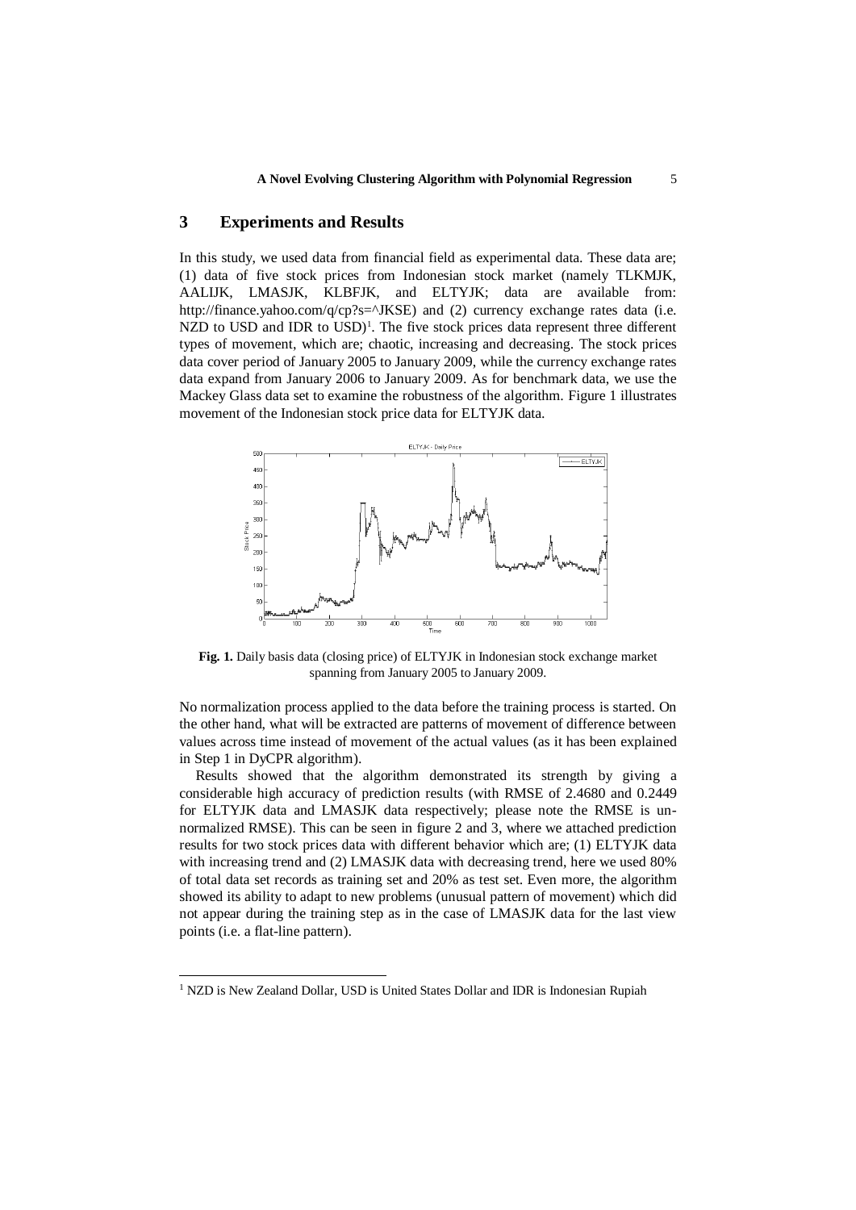## 3 Experiments and Results

In this study, we used data from financial field as experimental data. These data are; (1) data of five stock prices from Indonesian stock market (namely TLKMJK, AALIJK, LMASJK, KLBFJK, and ELTYJK; data are available from: http://finance.yahoo.com/q/cp?s=^JKSE) and (2) currency exchange rates data (i.e. NZD to USD and IDR to USD)[1]. The five stock prices data represent three different types of movement, which are; chaotic, increasing and decreasing. The stock prices data cover period of January 2005 to January 2009, while the currency exchange rates data expand from January 2006 to January 2009. As for benchmark data, we use the Mackey Glass data set to examine the robustness of the algorithm. Figure 1 illustrates movement of the Indonesian stock price data for ELTYJK data.

**Fig. 1.** Daily basis data (closing price) of ELTYJK in Indonesian stock exchange market spanning from January 2005 to January 2009.

No normalization process applied to the data before the training process is started. On the other hand, what will be extracted are patterns of movement of difference between values across time instead of movement of the actual values (as it has been explained in Step 1 in DyCPR algorithm).

Results showed that the algorithm demonstrated its strength by giving a considerable high accuracy of prediction results (with RMSE of 2.4680 and 0.2449 for ELTYJK data and LMASJK data respectively; please note the RMSE is un-normalized RMSE). This can be seen in figure 2 and 3, where we attached prediction results for two stock prices data with different behavior which are; (1) ELTYJK data with increasing trend and (2) LMASJK data with decreasing trend, here we used 80% of total data set records as training set and 20% as test set. Even more, the algorithm showed its ability to adapt to new problems (unusual pattern of movement) which did not appear during the training step as in the case of LMASJK data for the last view points (i.e. a flat-line pattern).

[1] NZD is New Zealand Dollar, USD is United States Dollar and IDR is Indonesian Rupiah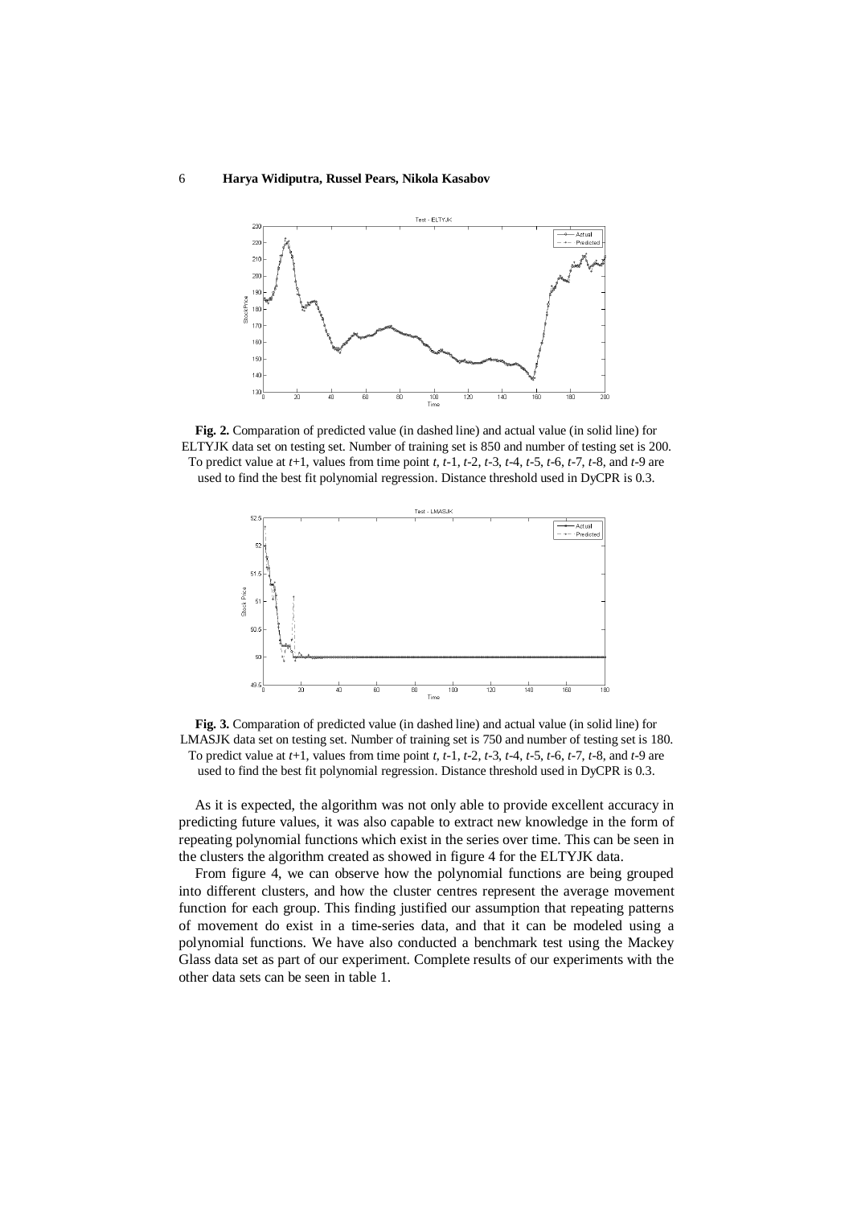**Fig. 2.** Comparation of predicted value (in dashed line) and actual value (in solid line) for ELTYJK data set on testing set. Number of training set is 850 and number of testing set is 200. To predict value at *t*+1, values from time point *t*, *t*-1, *t*-2, *t*-3, *t*-4, *t*-5, *t*-6, *t*-7, *t*-8, and *t*-9 are used to find the best fit polynomial regression. Distance threshold used in DyCPR is 0.3.

**Fig. 3.** Comparation of predicted value (in dashed line) and actual value (in solid line) for LMASJK data set on testing set. Number of training set is 750 and number of testing set is 180. To predict value at *t*+1, values from time point *t*, *t*-1, *t*-2, *t*-3, *t*-4, *t*-5, *t*-6, *t*-7, *t*-8, and *t*-9 are used to find the best fit polynomial regression. Distance threshold used in DyCPR is 0.3.

As it is expected, the algorithm was not only able to provide excellent accuracy in predicting future values, it was also capable to extract new knowledge in the form of repeating polynomial functions which exist in the series over time. This can be seen in the clusters the algorithm created as showed in figure 4 for the ELTYJK data.

From figure 4, we can observe how the polynomial functions are being grouped into different clusters, and how the cluster centres represent the average movement function for each group. This finding justified our assumption that repeating patterns of movement do exist in a time-series data, and that it can be modeled using a polynomial functions. We have also conducted a benchmark test using the Mackey Glass data set as part of our experiment. Complete results of our experiments with the other data sets can be seen in table 1.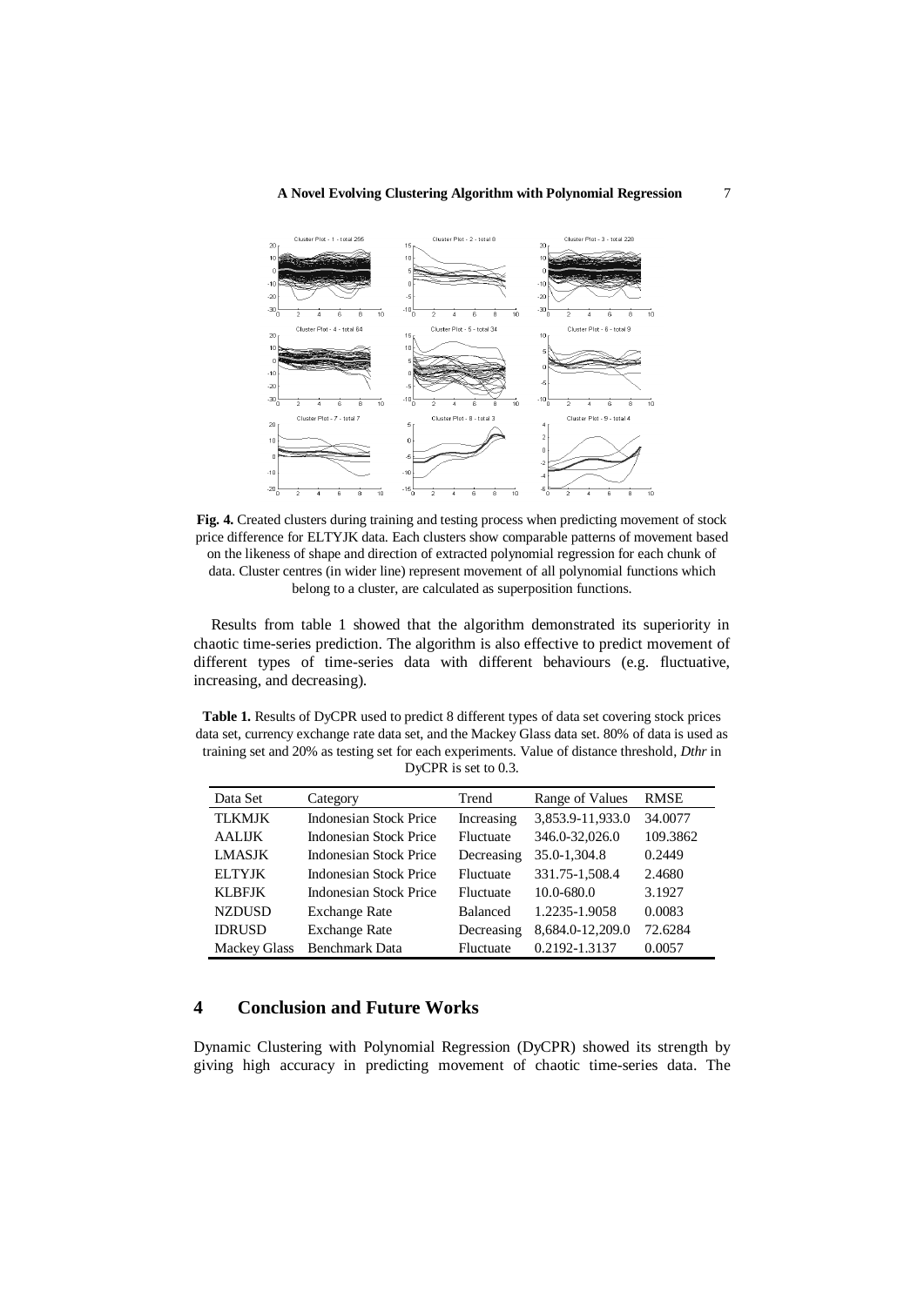**Fig. 4.** Created clusters during training and testing process when predicting movement of stock price difference for ELTYJK data. Each clusters show comparable patterns of movement based on the likeness of shape and direction of extracted polynomial regression for each chunk of data. Cluster centres (in wider line) represent movement of all polynomial functions which belong to a cluster, are calculated as superposition functions.

Results from table 1 showed that the algorithm demonstrated its superiority in chaotic time-series prediction. The algorithm is also effective to predict movement of different types of time-series data with different behaviours (e.g. fluctuative, increasing, and decreasing).

**Table 1.** Results of DyCPR used to predict 8 different types of data set covering stock prices data set, currency exchange rate data set, and the Mackey Glass data set. 80% of data is used as training set and 20% as testing set for each experiments. Value of distance threshold, *Dthr* in DyCPR is set to 0.3.

| Data Set | Category | Trend | Range of Values | RMSE |
|---|---|---|---|---|
| TLKMJK | Indonesian Stock Price | Increasing | 3,853.9-11,933.0 | 34.0077 |
| AALIJK | Indonesian Stock Price | Fluctuate | 346.0-32,026.0 | 109.3862 |
| LMASJK | Indonesian Stock Price | Decreasing | 35.0-1,304.8 | 0.2449 |
| ELTYJK | Indonesian Stock Price | Fluctuate | 331.75-1,508.4 | 2.4680 |
| KLBFJK | Indonesian Stock Price | Fluctuate | 10.0-680.0 | 3.1927 |
| NZDUSD | Exchange Rate | Balanced | 1.2235-1.9058 | 0.0083 |
| IDRUSD | Exchange Rate | Decreasing | 8,684.0-12,209.0 | 72.6284 |
| Mackey Glass | Benchmark Data | Fluctuate | 0.2192-1.3137 | 0.0057 |

## 4 Conclusion and Future Works

Dynamic Clustering with Polynomial Regression (DyCPR) showed its strength by giving high accuracy in predicting movement of chaotic time-series data. The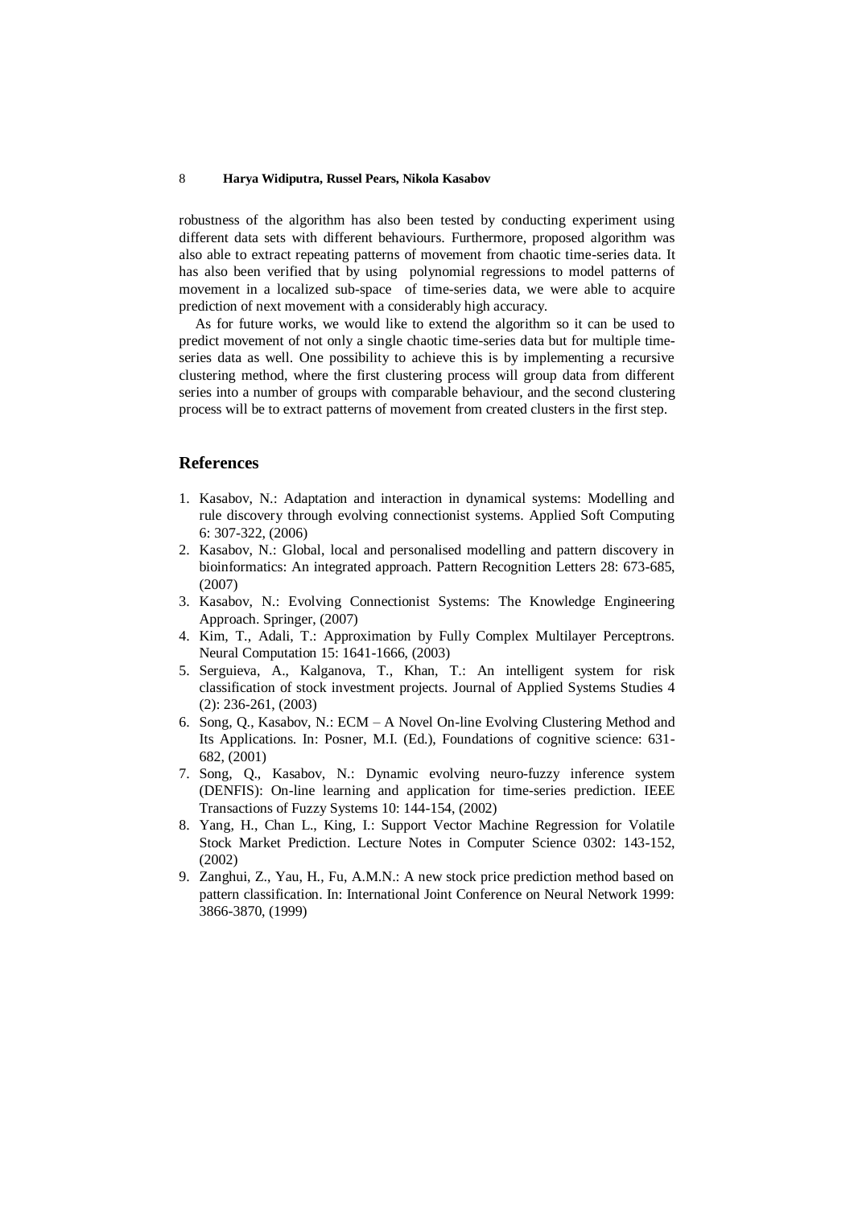robustness of the algorithm has also been tested by conducting experiment using different data sets with different behaviours. Furthermore, proposed algorithm was also able to extract repeating patterns of movement from chaotic time-series data. It has also been verified that by using polynomial regressions to model patterns of movement in a localized sub-space of time-series data, we were able to acquire prediction of next movement with a considerably high accuracy.

As for future works, we would like to extend the algorithm so it can be used to predict movement of not only a single chaotic time-series data but for multiple time-series data as well. One possibility to achieve this is by implementing a recursive clustering method, where the first clustering process will group data from different series into a number of groups with comparable behaviour, and the second clustering process will be to extract patterns of movement from created clusters in the first step.

## References

1. Kasabov, N.: Adaptation and interaction in dynamical systems: Modelling and rule discovery through evolving connectionist systems. Applied Soft Computing 6: 307-322, (2006)
2. Kasabov, N.: Global, local and personalised modelling and pattern discovery in bioinformatics: An integrated approach. Pattern Recognition Letters 28: 673-685, (2007)
3. Kasabov, N.: Evolving Connectionist Systems: The Knowledge Engineering Approach. Springer, (2007)
4. Kim, T., Adali, T.: Approximation by Fully Complex Multilayer Perceptrons. Neural Computation 15: 1641-1666, (2003)
5. Serguieva, A., Kalganova, T., Khan, T.: An intelligent system for risk classification of stock investment projects. Journal of Applied Systems Studies 4 (2): 236-261, (2003)
6. Song, Q., Kasabov, N.: ECM – A Novel On-line Evolving Clustering Method and Its Applications. In: Posner, M.I. (Ed.), Foundations of cognitive science: 631-682, (2001)
7. Song, Q., Kasabov, N.: Dynamic evolving neuro-fuzzy inference system (DENFIS): On-line learning and application for time-series prediction. IEEE Transactions of Fuzzy Systems 10: 144-154, (2002)
8. Yang, H., Chan L., King, I.: Support Vector Machine Regression for Volatile Stock Market Prediction. Lecture Notes in Computer Science 0302: 143-152, (2002)
9. Zanghui, Z., Yau, H., Fu, A.M.N.: A new stock price prediction method based on pattern classification. In: International Joint Conference on Neural Network 1999: 3866-3870, (1999)